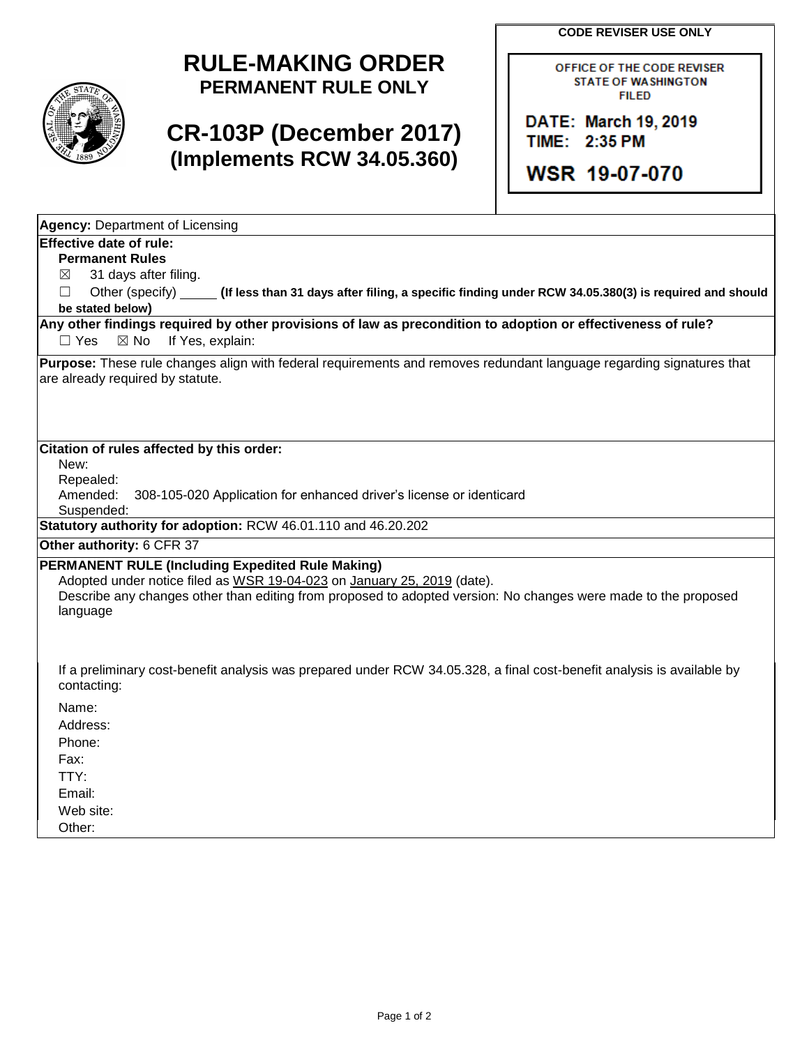# RULE-MAKING ORDER

**PERMANENT RULE ONLY**

# CR-103P (December 2017)

**(Implements RCW 34.05.360)**

**CODE REVISER USE ONLY**

OFFICE OF THE CODE REVISER
STATE OF WASHINGTON
FILED

DATE: March 19, 2019
TIME: 2:35 PM

WSR 19-07-070

**Agency:** Department of Licensing

**Effective date of rule:**

**Permanent Rules**

☒ 31 days after filing.

☐ Other (specify) _____ **(If less than 31 days after filing, a specific finding under RCW 34.05.380(3) is required and should be stated below)**

**Any other findings required by other provisions of law as precondition to adoption or effectiveness of rule?**

☐ Yes ☒ No If Yes, explain:

**Purpose:** These rule changes align with federal requirements and removes redundant language regarding signatures that are already required by statute.

**Citation of rules affected by this order:**

New:
Repealed:
Amended: 308-105-020 Application for enhanced driver's license or identicard
Suspended:

**Statutory authority for adoption:** RCW 46.01.110 and 46.20.202

**Other authority:** 6 CFR 37

**PERMANENT RULE (Including Expedited Rule Making)**

Adopted under notice filed as WSR 19-04-023 on January 25, 2019 (date).

Describe any changes other than editing from proposed to adopted version: No changes were made to the proposed language

If a preliminary cost-benefit analysis was prepared under RCW 34.05.328, a final cost-benefit analysis is available by contacting:

Name:
Address:
Phone:
Fax:
TTY:
Email:
Web site:
Other: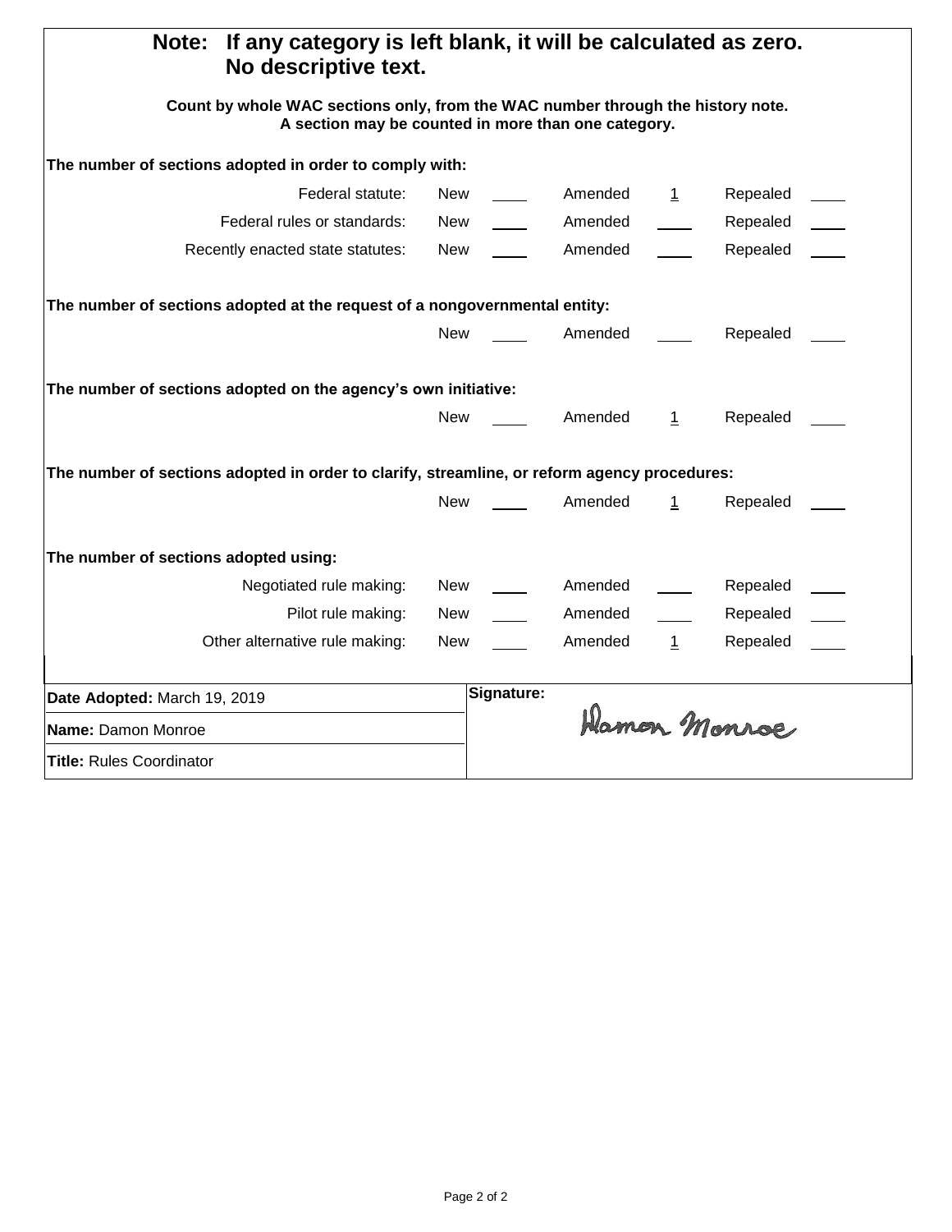**Note: If any category is left blank, it will be calculated as zero. No descriptive text.**

**Count by whole WAC sections only, from the WAC number through the history note. A section may be counted in more than one category.**

**The number of sections adopted in order to comply with:**

| | | | | | | |
|---|---|---|---|---|---|---|
| Federal statute: | New | | Amended | 1 | Repealed | |
| Federal rules or standards: | New | | Amended | | Repealed | |
| Recently enacted state statutes: | New | | Amended | | Repealed | |

**The number of sections adopted at the request of a nongovernmental entity:**

| | | | | | |
|---|---|---|---|---|---|
| New | | Amended | | Repealed | |

**The number of sections adopted on the agency's own initiative:**

| | | | | | |
|---|---|---|---|---|---|
| New | | Amended | 1 | Repealed | |

**The number of sections adopted in order to clarify, streamline, or reform agency procedures:**

| | | | | | |
|---|---|---|---|---|---|
| New | | Amended | 1 | Repealed | |

**The number of sections adopted using:**

| | | | | | | |
|---|---|---|---|---|---|---|
| Negotiated rule making: | New | | Amended | | Repealed | |
| Pilot rule making: | New | | Amended | | Repealed | |
| Other alternative rule making: | New | | Amended | 1 | Repealed | |

| | |
|---|---|
| **Date Adopted:** March 19, 2019 | **Signature:** Damon Monroe |
| **Name:** Damon Monroe | |
| **Title:** Rules Coordinator | |